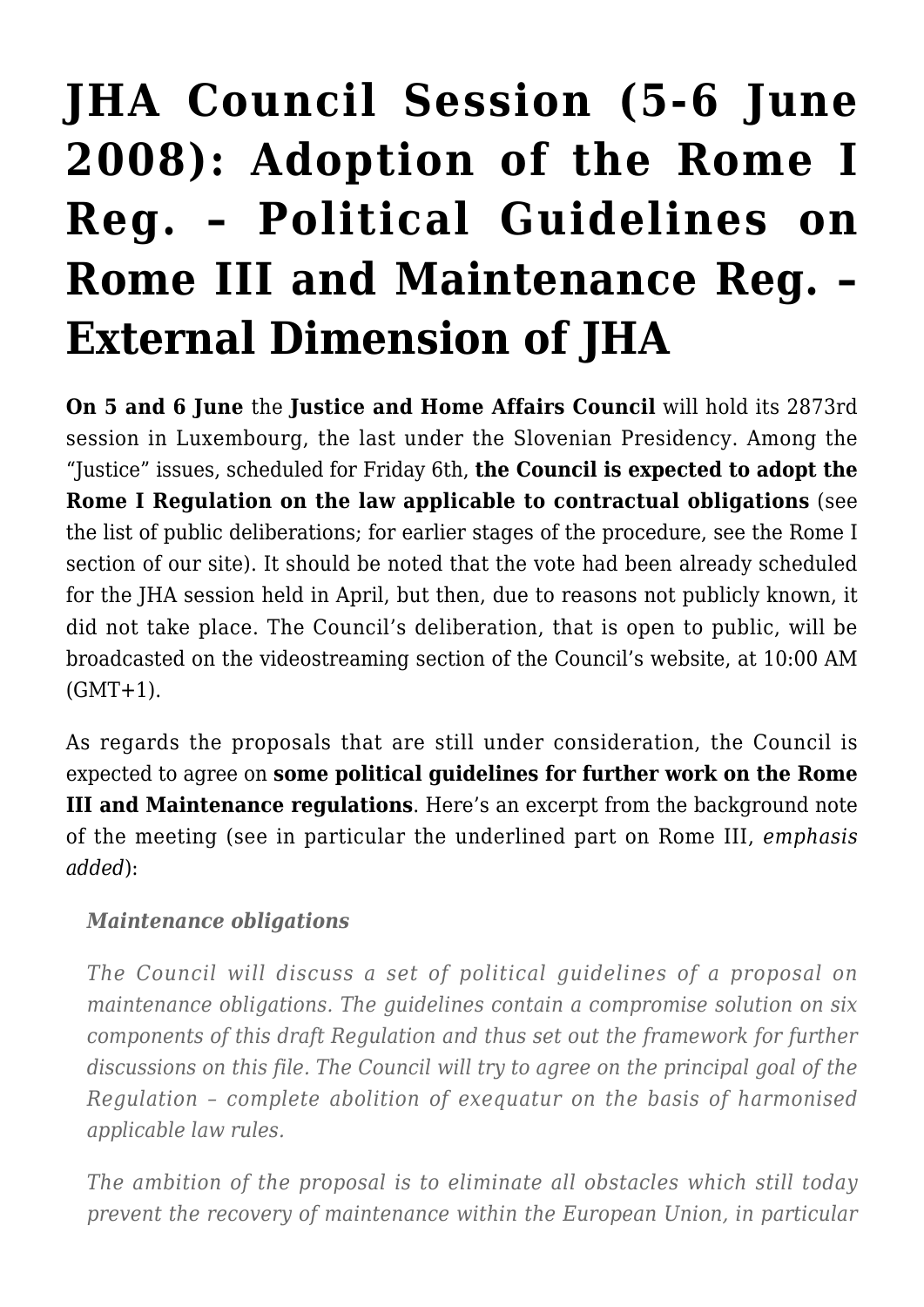# JHA Council Session (5-6 June 2008): Adoption of the Rome I Reg. – Political Guidelines on Rome III and Maintenance Reg. – External Dimension of JHA

**On 5 and 6 June** the **Justice and Home Affairs Council** will hold its 2873rd session in Luxembourg, the last under the Slovenian Presidency. Among the "Justice" issues, scheduled for Friday 6th, **the Council is expected to adopt the Rome I Regulation on the law applicable to contractual obligations** (see the list of public deliberations; for earlier stages of the procedure, see the Rome I section of our site). It should be noted that the vote had been already scheduled for the JHA session held in April, but then, due to reasons not publicly known, it did not take place. The Council's deliberation, that is open to public, will be broadcasted on the videostreaming section of the Council's website, at 10:00 AM (GMT+1).

As regards the proposals that are still under consideration, the Council is expected to agree on **some political guidelines for further work on the Rome III and Maintenance regulations**. Here's an excerpt from the background note of the meeting (see in particular the underlined part on Rome III, *emphasis added*):

> ***Maintenance obligations***
>
> *The Council will discuss a set of political guidelines of a proposal on maintenance obligations. The guidelines contain a compromise solution on six components of this draft Regulation and thus set out the framework for further discussions on this file. The Council will try to agree on the principal goal of the Regulation – complete abolition of exequatur on the basis of harmonised applicable law rules.*
>
> *The ambition of the proposal is to eliminate all obstacles which still today prevent the recovery of maintenance within the European Union, in particular*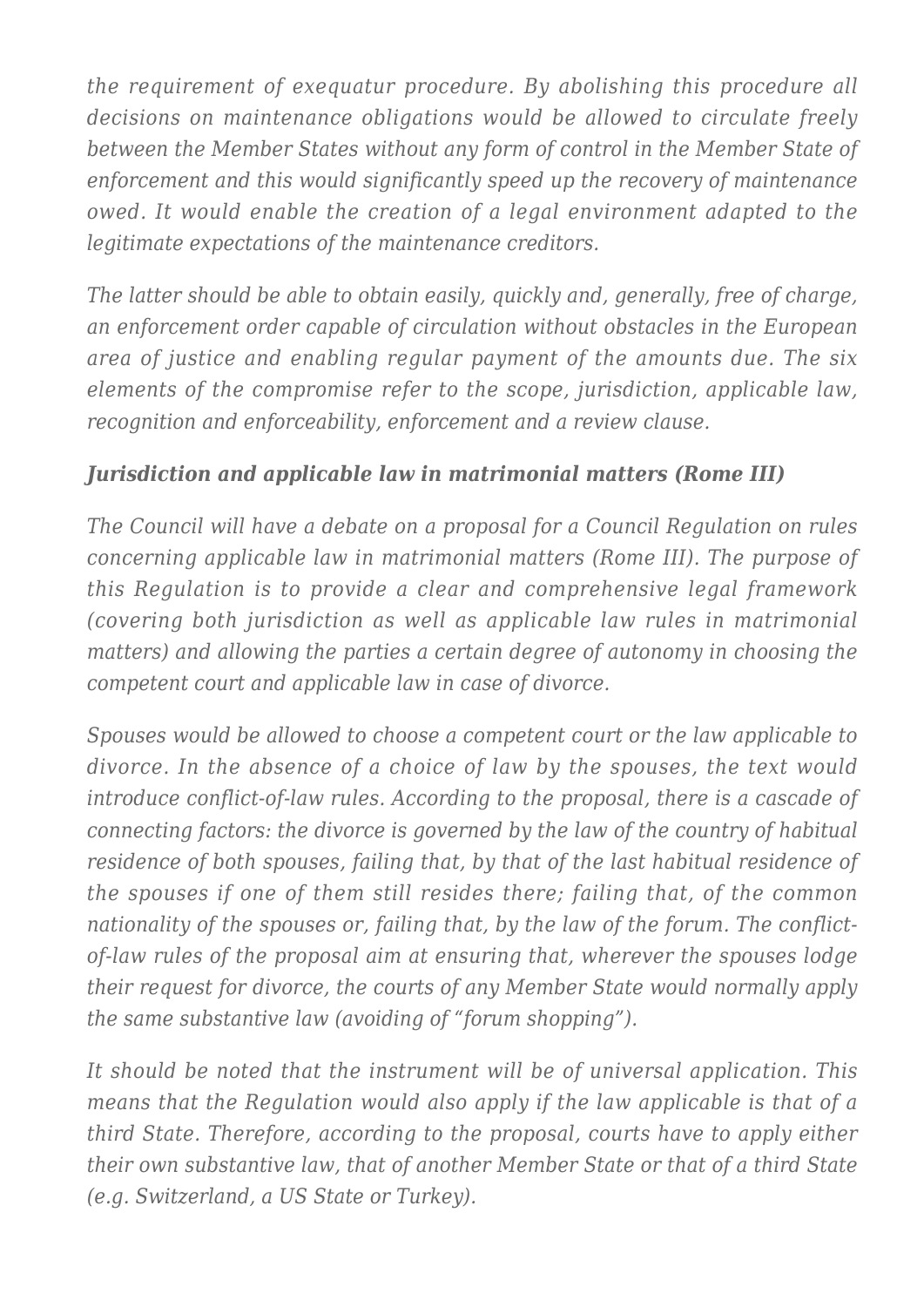*the requirement of exequatur procedure. By abolishing this procedure all decisions on maintenance obligations would be allowed to circulate freely between the Member States without any form of control in the Member State of enforcement and this would significantly speed up the recovery of maintenance owed. It would enable the creation of a legal environment adapted to the legitimate expectations of the maintenance creditors.*

*The latter should be able to obtain easily, quickly and, generally, free of charge, an enforcement order capable of circulation without obstacles in the European area of justice and enabling regular payment of the amounts due. The six elements of the compromise refer to the scope, jurisdiction, applicable law, recognition and enforceability, enforcement and a review clause.*

### ***Jurisdiction and applicable law in matrimonial matters (Rome III)***

*The Council will have a debate on a proposal for a Council Regulation on rules concerning applicable law in matrimonial matters (Rome III). The purpose of this Regulation is to provide a clear and comprehensive legal framework (covering both jurisdiction as well as applicable law rules in matrimonial matters) and allowing the parties a certain degree of autonomy in choosing the competent court and applicable law in case of divorce.*

*Spouses would be allowed to choose a competent court or the law applicable to divorce. In the absence of a choice of law by the spouses, the text would introduce conflict-of-law rules. According to the proposal, there is a cascade of connecting factors: the divorce is governed by the law of the country of habitual residence of both spouses, failing that, by that of the last habitual residence of the spouses if one of them still resides there; failing that, of the common nationality of the spouses or, failing that, by the law of the forum. The conflict-of-law rules of the proposal aim at ensuring that, wherever the spouses lodge their request for divorce, the courts of any Member State would normally apply the same substantive law (avoiding of "forum shopping").*

*It should be noted that the instrument will be of universal application. This means that the Regulation would also apply if the law applicable is that of a third State. Therefore, according to the proposal, courts have to apply either their own substantive law, that of another Member State or that of a third State (e.g. Switzerland, a US State or Turkey).*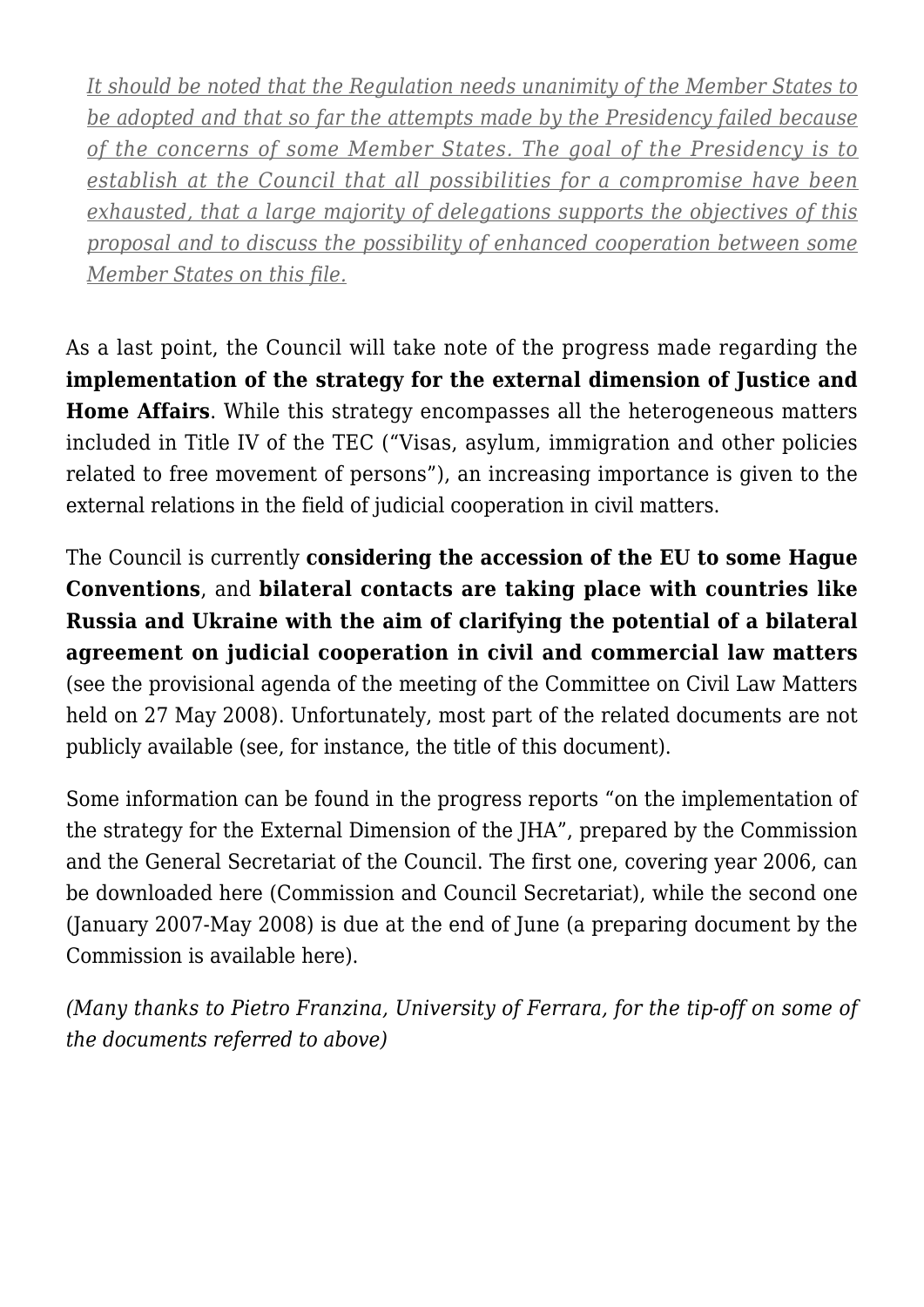*It should be noted that the Regulation needs unanimity of the Member States to be adopted and that so far the attempts made by the Presidency failed because of the concerns of some Member States. The goal of the Presidency is to establish at the Council that all possibilities for a compromise have been exhausted, that a large majority of delegations supports the objectives of this proposal and to discuss the possibility of enhanced cooperation between some Member States on this file.*

As a last point, the Council will take note of the progress made regarding the **implementation of the strategy for the external dimension of Justice and Home Affairs**. While this strategy encompasses all the heterogeneous matters included in Title IV of the TEC ("Visas, asylum, immigration and other policies related to free movement of persons"), an increasing importance is given to the external relations in the field of judicial cooperation in civil matters.

The Council is currently **considering the accession of the EU to some Hague Conventions**, and **bilateral contacts are taking place with countries like Russia and Ukraine with the aim of clarifying the potential of a bilateral agreement on judicial cooperation in civil and commercial law matters** (see the provisional agenda of the meeting of the Committee on Civil Law Matters held on 27 May 2008). Unfortunately, most part of the related documents are not publicly available (see, for instance, the title of this document).

Some information can be found in the progress reports "on the implementation of the strategy for the External Dimension of the JHA", prepared by the Commission and the General Secretariat of the Council. The first one, covering year 2006, can be downloaded here (Commission and Council Secretariat), while the second one (January 2007-May 2008) is due at the end of June (a preparing document by the Commission is available here).

*(Many thanks to Pietro Franzina, University of Ferrara, for the tip-off on some of the documents referred to above)*